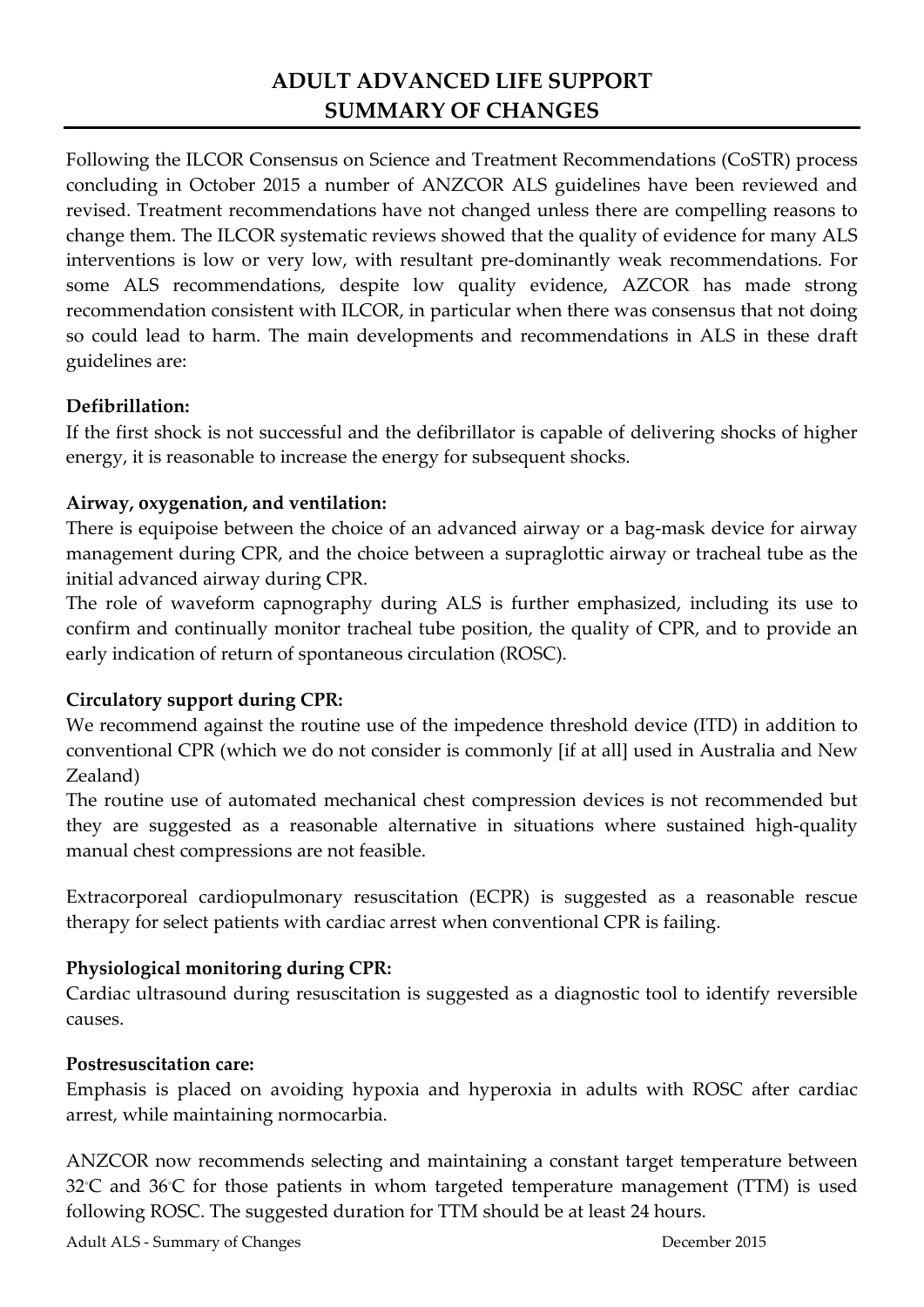# ADULT ADVANCED LIFE SUPPORT
# SUMMARY OF CHANGES

Following the ILCOR Consensus on Science and Treatment Recommendations (CoSTR) process concluding in October 2015 a number of ANZCOR ALS guidelines have been reviewed and revised. Treatment recommendations have not changed unless there are compelling reasons to change them. The ILCOR systematic reviews showed that the quality of evidence for many ALS interventions is low or very low, with resultant pre-dominantly weak recommendations. For some ALS recommendations, despite low quality evidence, AZCOR has made strong recommendation consistent with ILCOR, in particular when there was consensus that not doing so could lead to harm. The main developments and recommendations in ALS in these draft guidelines are:

**Defibrillation:**

If the first shock is not successful and the defibrillator is capable of delivering shocks of higher energy, it is reasonable to increase the energy for subsequent shocks.

**Airway, oxygenation, and ventilation:**

There is equipoise between the choice of an advanced airway or a bag-mask device for airway management during CPR, and the choice between a supraglottic airway or tracheal tube as the initial advanced airway during CPR.

The role of waveform capnography during ALS is further emphasized, including its use to confirm and continually monitor tracheal tube position, the quality of CPR, and to provide an early indication of return of spontaneous circulation (ROSC).

**Circulatory support during CPR:**

We recommend against the routine use of the impedence threshold device (ITD) in addition to conventional CPR (which we do not consider is commonly [if at all] used in Australia and New Zealand)

The routine use of automated mechanical chest compression devices is not recommended but they are suggested as a reasonable alternative in situations where sustained high-quality manual chest compressions are not feasible.

Extracorporeal cardiopulmonary resuscitation (ECPR) is suggested as a reasonable rescue therapy for select patients with cardiac arrest when conventional CPR is failing.

**Physiological monitoring during CPR:**

Cardiac ultrasound during resuscitation is suggested as a diagnostic tool to identify reversible causes.

**Postresuscitation care:**

Emphasis is placed on avoiding hypoxia and hyperoxia in adults with ROSC after cardiac arrest, while maintaining normocarbia.

ANZCOR now recommends selecting and maintaining a constant target temperature between 32°C and 36°C for those patients in whom targeted temperature management (TTM) is used following ROSC. The suggested duration for TTM should be at least 24 hours.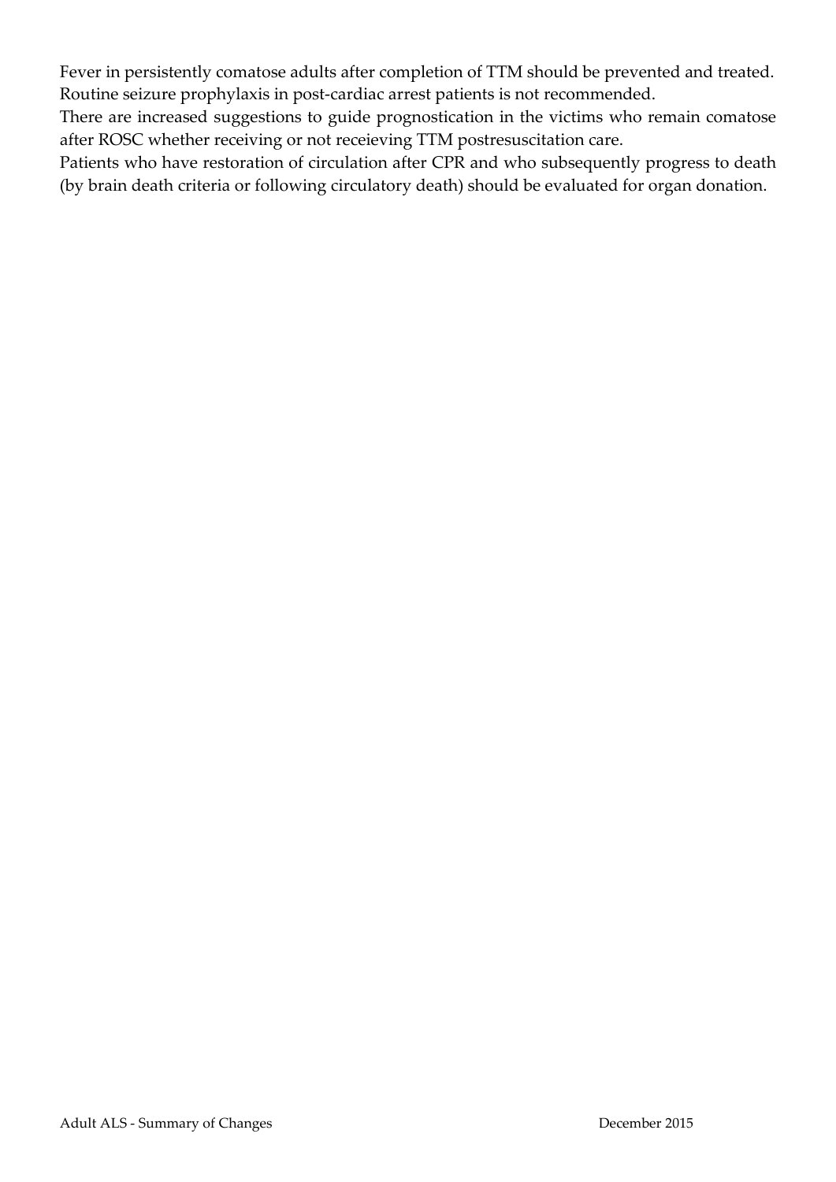Fever in persistently comatose adults after completion of TTM should be prevented and treated.
Routine seizure prophylaxis in post-cardiac arrest patients is not recommended.
There are increased suggestions to guide prognostication in the victims who remain comatose after ROSC whether receiving or not receieving TTM postresuscitation care.
Patients who have restoration of circulation after CPR and who subsequently progress to death (by brain death criteria or following circulatory death) should be evaluated for organ donation.